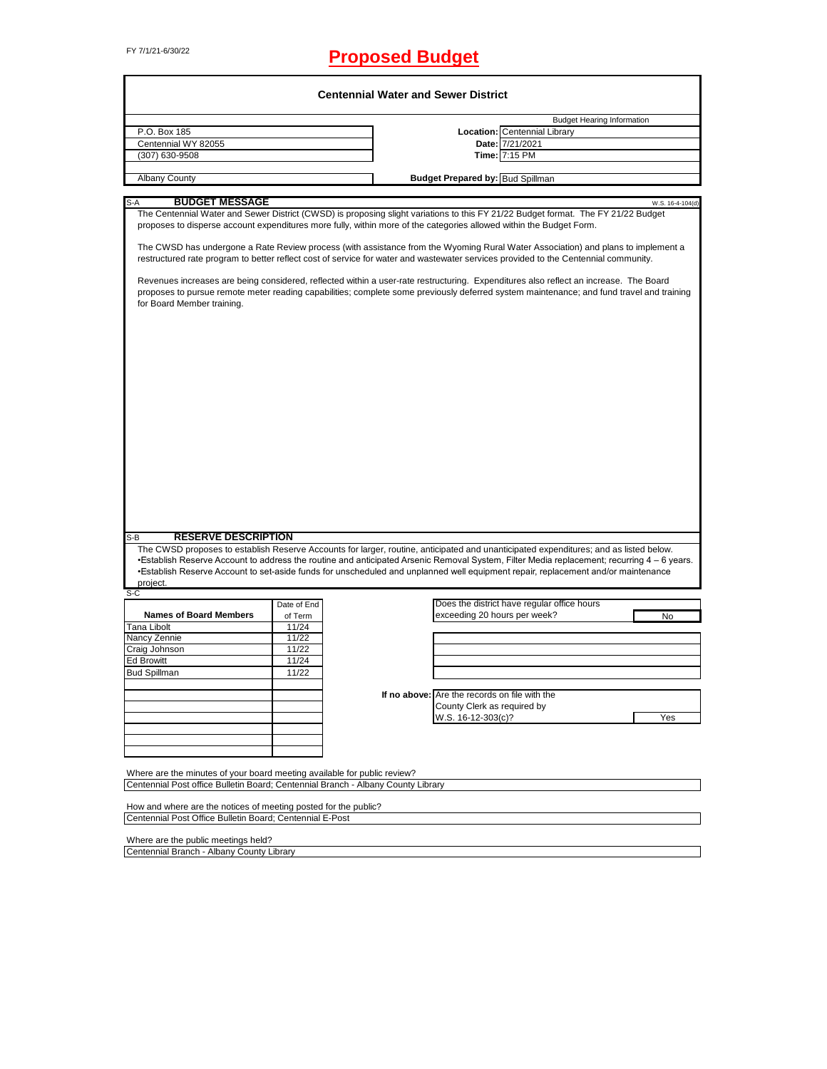FY 7/1/21-6/30/22

# Proposed Budget

## Centennial Water and Sewer District

| | | Budget Hearing Information |
|---|---|---|
| P.O. Box 185 | **Location:** | Centennial Library |
| Centennial WY 82055 | **Date:** | 7/21/2021 |
| (307) 630-9508 | **Time:** | 7:15 PM |
| | | |
| Albany County | **Budget Prepared by:** | Bud Spillman |

### S-A BUDGET MESSAGE

W.S. 16-4-104(d)

The Centennial Water and Sewer District (CWSD) is proposing slight variations to this FY 21/22 Budget format. The FY 21/22 Budget proposes to disperse account expenditures more fully, within more of the categories allowed within the Budget Form.

The CWSD has undergone a Rate Review process (with assistance from the Wyoming Rural Water Association) and plans to implement a restructured rate program to better reflect cost of service for water and wastewater services provided to the Centennial community.

Revenues increases are being considered, reflected within a user-rate restructuring. Expenditures also reflect an increase. The Board proposes to pursue remote meter reading capabilities; complete some previously deferred system maintenance; and fund travel and training for Board Member training.

### S-B RESERVE DESCRIPTION

The CWSD proposes to establish Reserve Accounts for larger, routine, anticipated and unanticipated expenditures; and as listed below.

•Establish Reserve Account to address the routine and anticipated Arsenic Removal System, Filter Media replacement; recurring 4 – 6 years.

•Establish Reserve Account to set-aside funds for unscheduled and unplanned well equipment repair, replacement and/or maintenance project.

### S-C

| Names of Board Members | Date of End of Term |
|---|---|
| Tana Libolt | 11/24 |
| Nancy Zennie | 11/22 |
| Craig Johnson | 11/22 |
| Ed Browitt | 11/24 |
| Bud Spillman | 11/22 |

Does the district have regular office hours exceeding 20 hours per week? **No**

If no above: Are the records on file with the County Clerk as required by W.S. 16-12-303(c)? **Yes**

Where are the minutes of your board meeting available for public review?
Centennial Post office Bulletin Board; Centennial Branch - Albany County Library

How and where are the notices of meeting posted for the public?
Centennial Post Office Bulletin Board; Centennial E-Post

Where are the public meetings held?
Centennial Branch - Albany County Library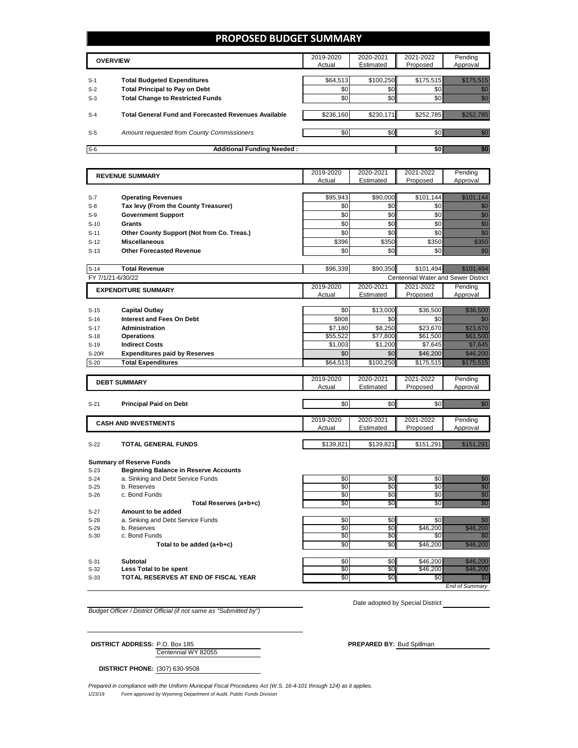# PROPOSED BUDGET SUMMARY

| | OVERVIEW | 2019-2020 Actual | 2020-2021 Estimated | 2021-2022 Proposed | Pending Approval |
|---|---|---|---|---|---|
| S-1 | **Total Budgeted Expenditures** | $64,513 | $100,250 | $175,515 | $175,515 |
| S-2 | **Total Principal to Pay on Debt** | $0 | $0 | $0 | $0 |
| S-3 | **Total Change to Restricted Funds** | $0 | $0 | $0 | $0 |
| S-4 | **Total General Fund and Forecasted Revenues Available** | $236,160 | $230,171 | $252,785 | $252,785 |
| S-5 | *Amount requested from County Commissioners* | $0 | $0 | $0 | $0 |
| S-6 | **Additional Funding Needed :** | | | **$0** | $0 |

| | REVENUE SUMMARY | 2019-2020 Actual | 2020-2021 Estimated | 2021-2022 Proposed | Pending Approval |
|---|---|---|---|---|---|
| S-7 | **Operating Revenues** | $95,943 | $90,000 | $101,144 | $101,144 |
| S-8 | **Tax levy (From the County Treasurer)** | $0 | $0 | $0 | $0 |
| S-9 | **Government Support** | $0 | $0 | $0 | $0 |
| S-10 | **Grants** | $0 | $0 | $0 | $0 |
| S-11 | **Other County Support (Not from Co. Treas.)** | $0 | $0 | $0 | $0 |
| S-12 | **Miscellaneous** | $396 | $350 | $350 | $350 |
| S-13 | **Other Forecasted Revenue** | $0 | $0 | $0 | $0 |
| S-14 | **Total Revenue** | $96,339 | $90,350 | $101,494 | $101,494 |

FY 7/1/21-6/30/22 — Centennial Water and Sewer District

| | EXPENDITURE SUMMARY | 2019-2020 Actual | 2020-2021 Estimated | 2021-2022 Proposed | Pending Approval |
|---|---|---|---|---|---|
| S-15 | **Capital Outlay** | $0 | $13,000 | $36,500 | $36,500 |
| S-16 | **Interest and Fees On Debt** | $808 | $0 | $0 | $0 |
| S-17 | **Administration** | $7,180 | $8,250 | $23,670 | $23,670 |
| S-18 | **Operations** | $55,522 | $77,800 | $61,500 | $61,500 |
| S-19 | **Indirect Costs** | $1,003 | $1,200 | $7,645 | $7,645 |
| S-20R | **Expenditures paid by Reserves** | $0 | $0 | $46,200 | $46,200 |
| S-20 | **Total Expenditures** | $64,513 | $100,250 | $175,515 | $175,515 |

| | DEBT SUMMARY | 2019-2020 Actual | 2020-2021 Estimated | 2021-2022 Proposed | Pending Approval |
|---|---|---|---|---|---|
| S-21 | **Principal Paid on Debt** | $0 | $0 | $0 | $0 |

| | CASH AND INVESTMENTS | 2019-2020 Actual | 2020-2021 Estimated | 2021-2022 Proposed | Pending Approval |
|---|---|---|---|---|---|
| S-22 | **TOTAL GENERAL FUNDS** | $139,821 | $139,821 | $151,291 | $151,291 |

**Summary of Reserve Funds**

| | | 2019-2020 Actual | 2020-2021 Estimated | 2021-2022 Proposed | Pending Approval |
|---|---|---|---|---|---|
| S-23 | **Beginning Balance in Reserve Accounts** | | | | |
| S-24 | a. Sinking and Debt Service Funds | $0 | $0 | $0 | $0 |
| S-25 | b. Reserves | $0 | $0 | $0 | $0 |
| S-26 | c. Bond Funds | $0 | $0 | $0 | $0 |
| | **Total Reserves (a+b+c)** | $0 | $0 | $0 | $0 |
| S-27 | **Amount to be added** | | | | |
| S-28 | a. Sinking and Debt Service Funds | $0 | $0 | $0 | $0 |
| S-29 | b. Reserves | $0 | $0 | $46,200 | $46,200 |
| S-30 | c. Bond Funds | $0 | $0 | $0 | $0 |
| | **Total to be added (a+b+c)** | $0 | $0 | $46,200 | $46,200 |
| S-31 | **Subtotal** | $0 | $0 | $46,200 | $46,200 |
| S-32 | **Less Total to be spent** | $0 | $0 | $46,200 | $46,200 |
| S-33 | **TOTAL RESERVES AT END OF FISCAL YEAR** | $0 | $0 | $0 | $0 |

*End of Summary*

*Budget Officer / District Official (if not same as "Submitted by")*

Date adopted by Special District

**DISTRICT ADDRESS:** P.O. Box 185
Centennial WY 82055

**PREPARED BY:** Bud Spillman

**DISTRICT PHONE:** (307) 630-9508

*Prepared in compliance with the Uniform Municipal Fiscal Procedures Act (W.S. 16-4-101 through 124) as it applies.*

1/23/19 *Form approved by Wyoming Department of Audit, Public Funds Division*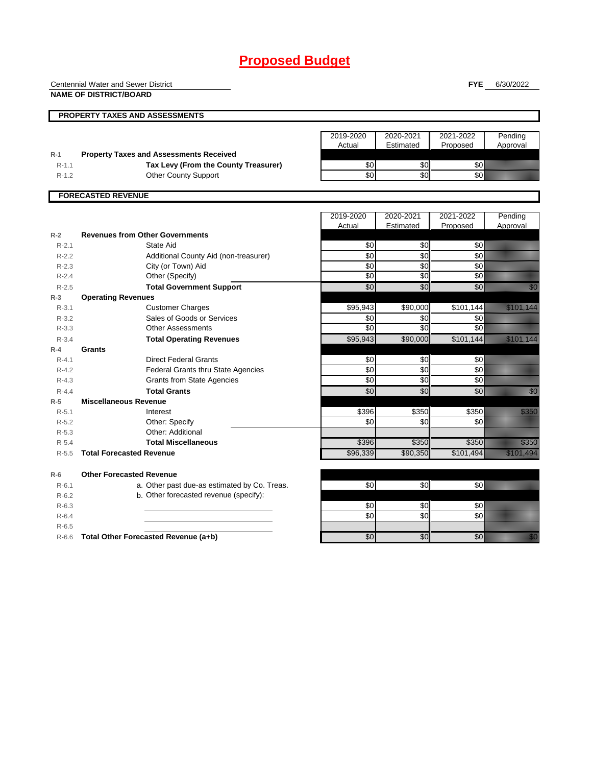# Proposed Budget

Centennial Water and Sewer District
**NAME OF DISTRICT/BOARD**

**FYE** 6/30/2022

## PROPERTY TAXES AND ASSESSMENTS

| | | 2019-2020 Actual | 2020-2021 Estimated | 2021-2022 Proposed | Pending Approval |
|---|---|---|---|---|---|
| **R-1** | **Property Taxes and Assessments Received** | | | | |
| R-1.1 | **Tax Levy (From the County Treasurer)** | $0 | $0 | $0 | |
| R-1.2 | Other County Support | $0 | $0 | $0 | |

## FORECASTED REVENUE

| | | 2019-2020 Actual | 2020-2021 Estimated | 2021-2022 Proposed | Pending Approval |
|---|---|---|---|---|---|
| **R-2** | **Revenues from Other Governments** | | | | |
| R-2.1 | State Aid | $0 | $0 | $0 | |
| R-2.2 | Additional County Aid (non-treasurer) | $0 | $0 | $0 | |
| R-2.3 | City (or Town) Aid | $0 | $0 | $0 | |
| R-2.4 | Other (Specify) | $0 | $0 | $0 | |
| R-2.5 | **Total Government Support** | $0 | $0 | $0 | $0 |
| **R-3** | **Operating Revenues** | | | | |
| R-3.1 | Customer Charges | $95,943 | $90,000 | $101,144 | $101,144 |
| R-3.2 | Sales of Goods or Services | $0 | $0 | $0 | |
| R-3.3 | Other Assessments | $0 | $0 | $0 | |
| R-3.4 | **Total Operating Revenues** | $95,943 | $90,000 | $101,144 | $101,144 |
| **R-4** | **Grants** | | | | |
| R-4.1 | Direct Federal Grants | $0 | $0 | $0 | |
| R-4.2 | Federal Grants thru State Agencies | $0 | $0 | $0 | |
| R-4.3 | Grants from State Agencies | $0 | $0 | $0 | |
| R-4.4 | **Total Grants** | $0 | $0 | $0 | $0 |
| **R-5** | **Miscellaneous Revenue** | | | | |
| R-5.1 | Interest | $396 | $350 | $350 | $350 |
| R-5.2 | Other: Specify | $0 | $0 | $0 | |
| R-5.3 | Other: Additional | | | | |
| R-5.4 | **Total Miscellaneous** | $396 | $350 | $350 | $350 |
| R-5.5 | **Total Forecasted Revenue** | $96,339 | $90,350 | $101,494 | $101,494 |
| **R-6** | **Other Forecasted Revenue** | | | | |
| R-6.1 | a. Other past due-as estimated by Co. Treas. | $0 | $0 | $0 | |
| R-6.2 | b. Other forecasted revenue (specify): | | | | |
| R-6.3 | | $0 | $0 | $0 | |
| R-6.4 | | $0 | $0 | $0 | |
| R-6.5 | | | | | |
| R-6.6 | **Total Other Forecasted Revenue (a+b)** | $0 | $0 | $0 | $0 |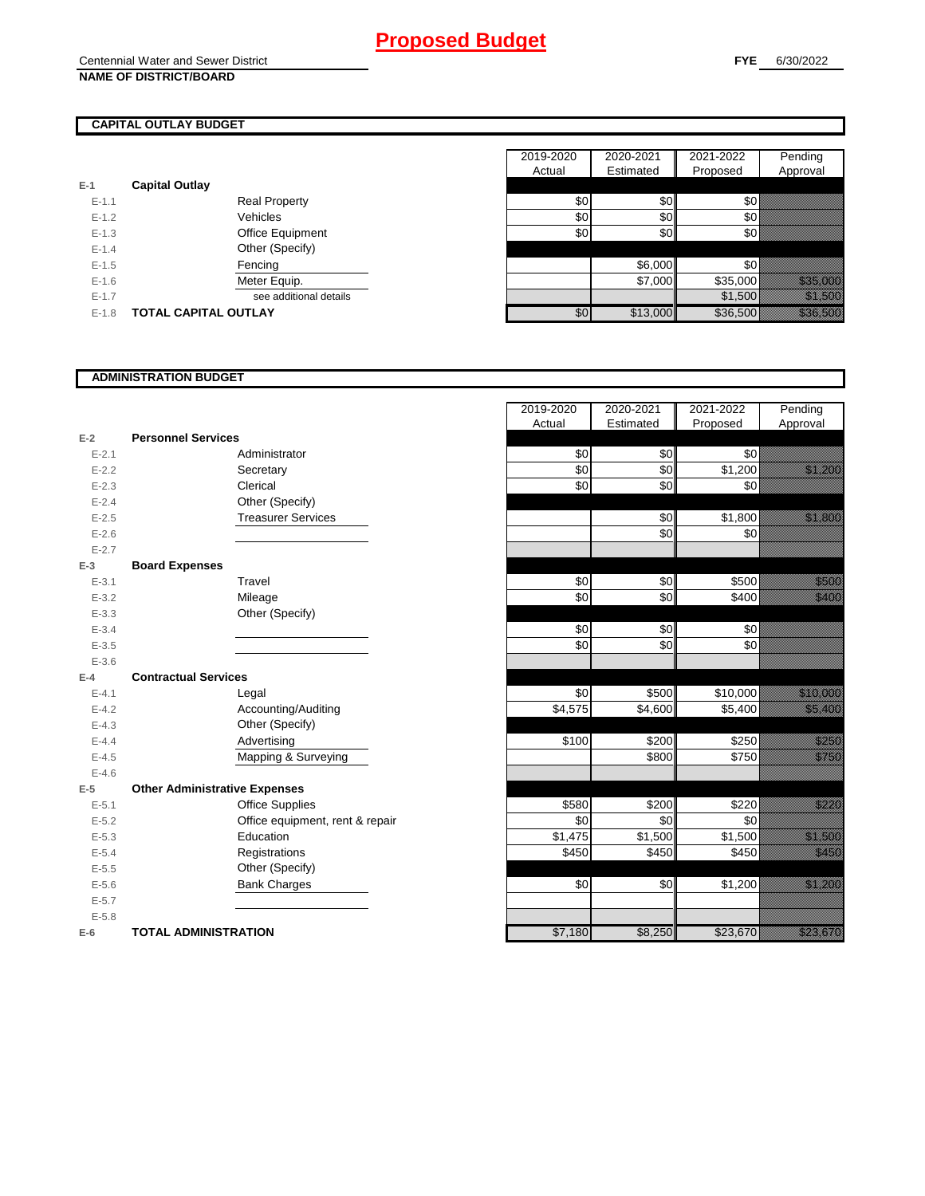# Proposed Budget

Centennial Water and Sewer District
**NAME OF DISTRICT/BOARD**

**FYE** 6/30/2022

## CAPITAL OUTLAY BUDGET

| | | | 2019-2020 Actual | 2020-2021 Estimated | 2021-2022 Proposed | Pending Approval |
|---|---|---|---|---|---|---|
| **E-1** | **Capital Outlay** | | | | | |
| E-1.1 | | Real Property | $0 | $0 | $0 | |
| E-1.2 | | Vehicles | $0 | $0 | $0 | |
| E-1.3 | | Office Equipment | $0 | $0 | $0 | |
| E-1.4 | | Other (Specify) | | | | |
| E-1.5 | | Fencing | | $6,000 | $0 | |
| E-1.6 | | Meter Equip. | | $7,000 | $35,000 | $35,000 |
| E-1.7 | | see additional details | | | $1,500 | $1,500 |
| E-1.8 | **TOTAL CAPITAL OUTLAY** | | $0 | $13,000 | $36,500 | $36,500 |

## ADMINISTRATION BUDGET

| | | | 2019-2020 Actual | 2020-2021 Estimated | 2021-2022 Proposed | Pending Approval |
|---|---|---|---|---|---|---|
| **E-2** | **Personnel Services** | | | | | |
| E-2.1 | | Administrator | $0 | $0 | $0 | |
| E-2.2 | | Secretary | $0 | $0 | $1,200 | $1,200 |
| E-2.3 | | Clerical | $0 | $0 | $0 | |
| E-2.4 | | Other (Specify) | | | | |
| E-2.5 | | Treasurer Services | | $0 | $1,800 | $1,800 |
| E-2.6 | | | | $0 | $0 | |
| E-2.7 | | | | | | |
| **E-3** | **Board Expenses** | | | | | |
| E-3.1 | | Travel | $0 | $0 | $500 | $500 |
| E-3.2 | | Mileage | $0 | $0 | $400 | $400 |
| E-3.3 | | Other (Specify) | | | | |
| E-3.4 | | | $0 | $0 | $0 | |
| E-3.5 | | | $0 | $0 | $0 | |
| E-3.6 | | | | | | |
| **E-4** | **Contractual Services** | | | | | |
| E-4.1 | | Legal | $0 | $500 | $10,000 | $10,000 |
| E-4.2 | | Accounting/Auditing | $4,575 | $4,600 | $5,400 | $5,400 |
| E-4.3 | | Other (Specify) | | | | |
| E-4.4 | | Advertising | $100 | $200 | $250 | $250 |
| E-4.5 | | Mapping & Surveying | | $800 | $750 | $750 |
| E-4.6 | | | | | | |
| **E-5** | **Other Administrative Expenses** | | | | | |
| E-5.1 | | Office Supplies | $580 | $200 | $220 | $220 |
| E-5.2 | | Office equipment, rent & repair | $0 | $0 | $0 | |
| E-5.3 | | Education | $1,475 | $1,500 | $1,500 | $1,500 |
| E-5.4 | | Registrations | $450 | $450 | $450 | $450 |
| E-5.5 | | Other (Specify) | | | | |
| E-5.6 | | Bank Charges | $0 | $0 | $1,200 | $1,200 |
| E-5.7 | | | | | | |
| E-5.8 | | | | | | |
| **E-6** | **TOTAL ADMINISTRATION** | | $7,180 | $8,250 | $23,670 | $23,670 |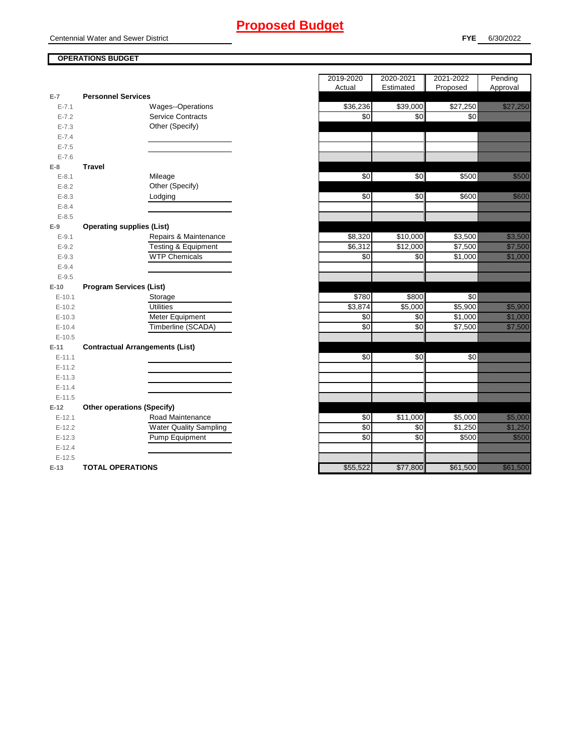# Proposed Budget

Centennial Water and Sewer District

**FYE** 6/30/2022

**OPERATIONS BUDGET**

| | | | 2019-2020 Actual | 2020-2021 Estimated | 2021-2022 Proposed | Pending Approval |
|---|---|---|---|---|---|---|
| E-7 | **Personnel Services** | | | | | |
| E-7.1 | | Wages--Operations | $36,236 | $39,000 | $27,250 | $27,250 |
| E-7.2 | | Service Contracts | $0 | $0 | $0 | |
| E-7.3 | | Other (Specify) | | | | |
| E-7.4 | | | | | | |
| E-7.5 | | | | | | |
| E-7.6 | | | | | | |
| E-8 | **Travel** | | | | | |
| E-8.1 | | Mileage | $0 | $0 | $500 | $500 |
| E-8.2 | | Other (Specify) | | | | |
| E-8.3 | | Lodging | $0 | $0 | $600 | $600 |
| E-8.4 | | | | | | |
| E-8.5 | | | | | | |
| E-9 | **Operating supplies (List)** | | | | | |
| E-9.1 | | Repairs & Maintenance | $8,320 | $10,000 | $3,500 | $3,500 |
| E-9.2 | | Testing & Equipment | $6,312 | $12,000 | $7,500 | $7,500 |
| E-9.3 | | WTP Chemicals | $0 | $0 | $1,000 | $1,000 |
| E-9.4 | | | | | | |
| E-9.5 | | | | | | |
| E-10 | **Program Services (List)** | | | | | |
| E-10.1 | | Storage | $780 | $800 | $0 | |
| E-10.2 | | Utilities | $3,874 | $5,000 | $5,900 | $5,900 |
| E-10.3 | | Meter Equipment | $0 | $0 | $1,000 | $1,000 |
| E-10.4 | | Timberline (SCADA) | $0 | $0 | $7,500 | $7,500 |
| E-10.5 | | | | | | |
| E-11 | **Contractual Arrangements (List)** | | | | | |
| E-11.1 | | | $0 | $0 | $0 | |
| E-11.2 | | | | | | |
| E-11.3 | | | | | | |
| E-11.4 | | | | | | |
| E-11.5 | | | | | | |
| E-12 | **Other operations (Specify)** | | | | | |
| E-12.1 | | Road Maintenance | $0 | $11,000 | $5,000 | $5,000 |
| E-12.2 | | Water Quality Sampling | $0 | $0 | $1,250 | $1,250 |
| E-12.3 | | Pump Equipment | $0 | $0 | $500 | $500 |
| E-12.4 | | | | | | |
| E-12.5 | | | | | | |
| E-13 | **TOTAL OPERATIONS** | | $55,522 | $77,800 | $61,500 | $61,500 |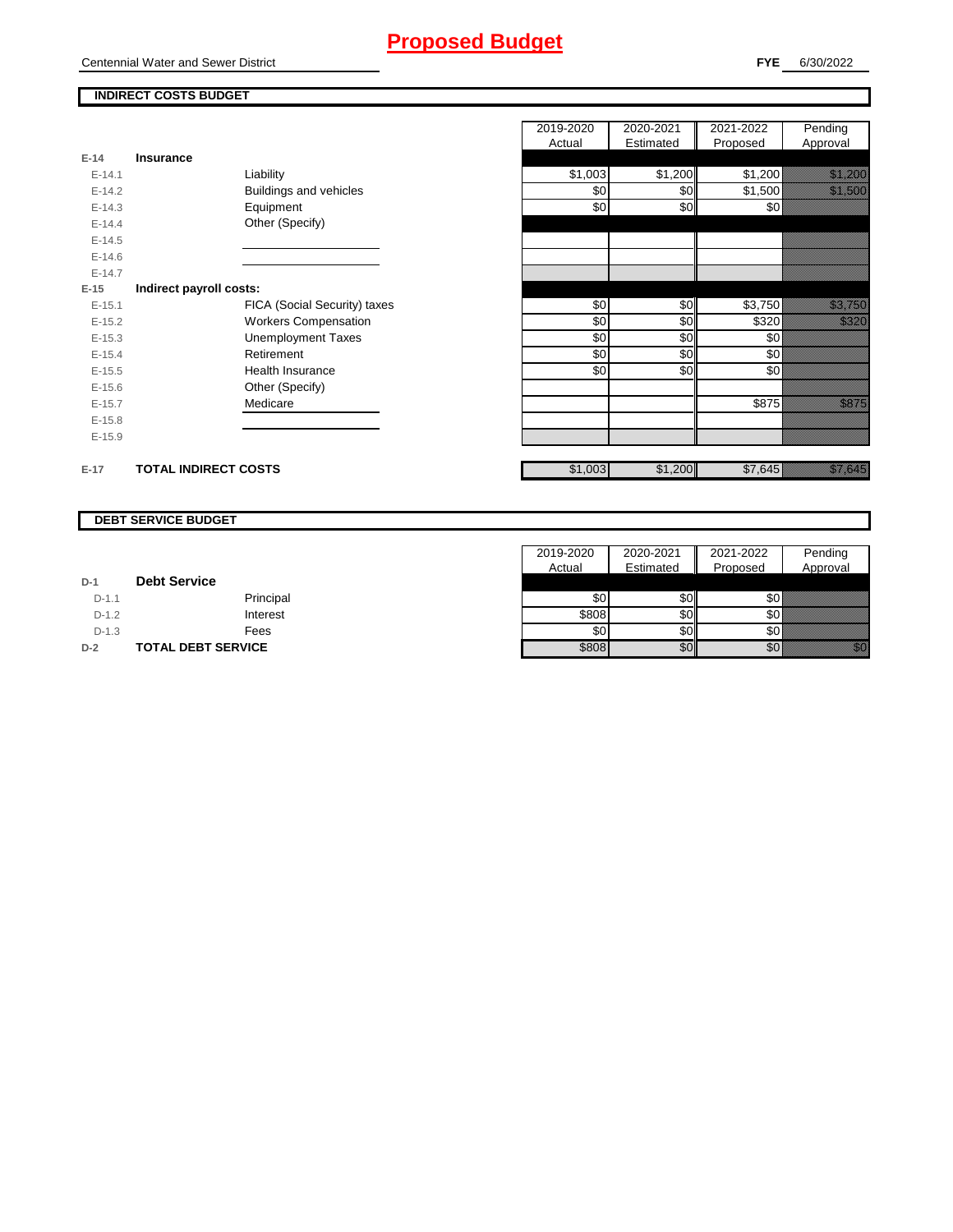# Proposed Budget

Centennial Water and Sewer District

**FYE** 6/30/2022

## INDIRECT COSTS BUDGET

| | | | 2019-2020 Actual | 2020-2021 Estimated | 2021-2022 Proposed | Pending Approval |
|---|---|---|---|---|---|---|
| **E-14** | **Insurance** | | | | | |
| E-14.1 | | Liability | $1,003 | $1,200 | $1,200 | $1,200 |
| E-14.2 | | Buildings and vehicles | $0 | $0 | $1,500 | $1,500 |
| E-14.3 | | Equipment | $0 | $0 | $0 | |
| E-14.4 | | Other (Specify) | | | | |
| E-14.5 | | | | | | |
| E-14.6 | | | | | | |
| E-14.7 | | | | | | |
| **E-15** | **Indirect payroll costs:** | | | | | |
| E-15.1 | | FICA (Social Security) taxes | $0 | $0 | $3,750 | $3,750 |
| E-15.2 | | Workers Compensation | $0 | $0 | $320 | $320 |
| E-15.3 | | Unemployment Taxes | $0 | $0 | $0 | |
| E-15.4 | | Retirement | $0 | $0 | $0 | |
| E-15.5 | | Health Insurance | $0 | $0 | $0 | |
| E-15.6 | | Other (Specify) | | | | |
| E-15.7 | | Medicare | | | $875 | $875 |
| E-15.8 | | | | | | |
| E-15.9 | | | | | | |
| **E-17** | **TOTAL INDIRECT COSTS** | | $1,003 | $1,200 | $7,645 | $7,645 |

## DEBT SERVICE BUDGET

| | | | 2019-2020 Actual | 2020-2021 Estimated | 2021-2022 Proposed | Pending Approval |
|---|---|---|---|---|---|---|
| **D-1** | **Debt Service** | | | | | |
| D-1.1 | | Principal | $0 | $0 | $0 | |
| D-1.2 | | Interest | $808 | $0 | $0 | |
| D-1.3 | | Fees | $0 | $0 | $0 | |
| **D-2** | **TOTAL DEBT SERVICE** | | $808 | $0 | $0 | $0 |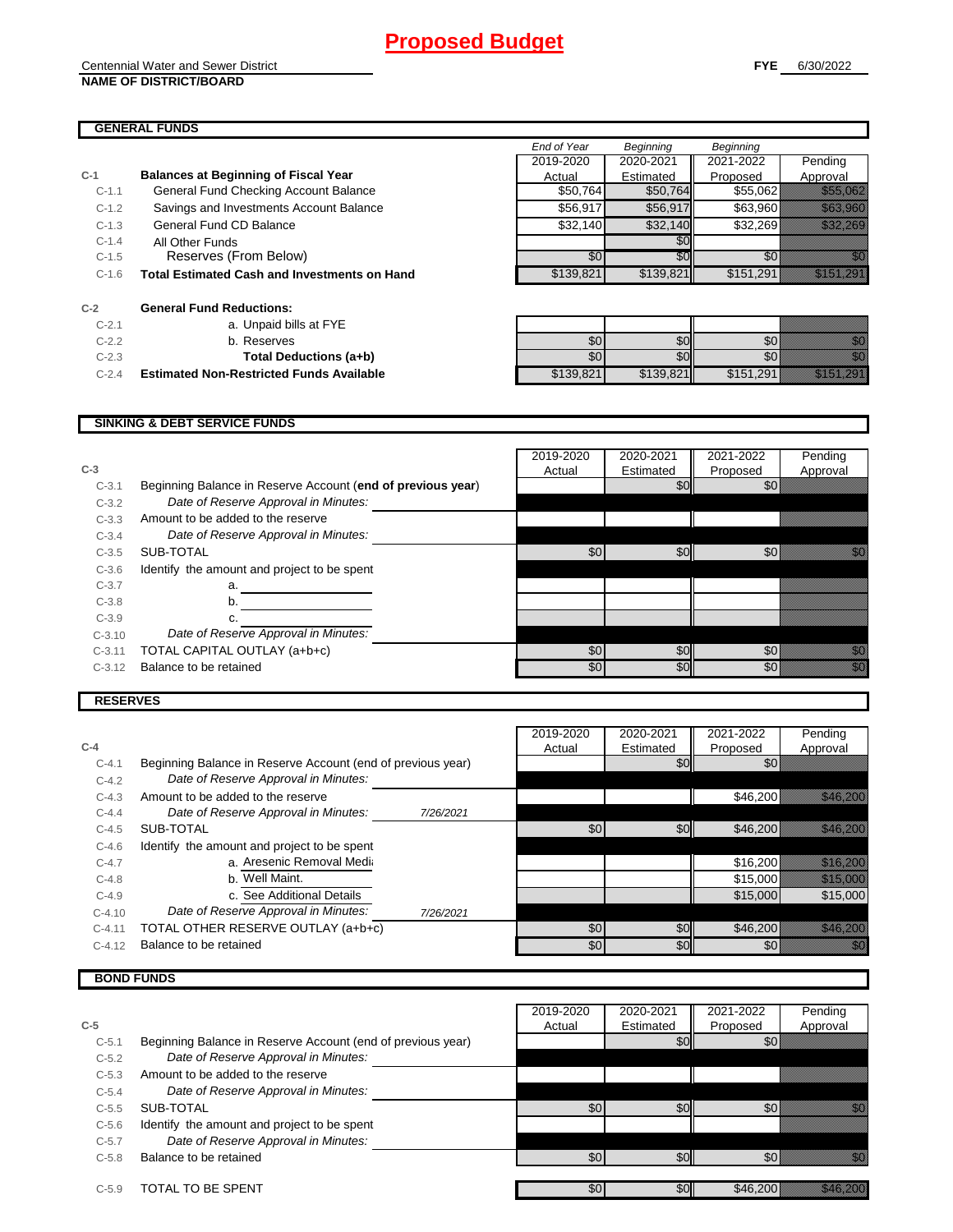# Proposed Budget

Centennial Water and Sewer District
**NAME OF DISTRICT/BOARD**

**FYE** 6/30/2022

## GENERAL FUNDS

| | | End of Year 2019-2020 Actual | Beginning 2020-2021 Estimated | Beginning 2021-2022 Proposed | Pending Approval |
|---|---|---|---|---|---|
| **C-1** | **Balances at Beginning of Fiscal Year** | | | | |
| C-1.1 | General Fund Checking Account Balance | $50,764 | $50,764 | $55,062 | $55,062 |
| C-1.2 | Savings and Investments Account Balance | $56,917 | $56,917 | $63,960 | $63,960 |
| C-1.3 | General Fund CD Balance | $32,140 | $32,140 | $32,269 | $32,269 |
| C-1.4 | All Other Funds | | $0 | | |
| C-1.5 | Reserves (From Below) | $0 | $0 | $0 | $0 |
| C-1.6 | **Total Estimated Cash and Investments on Hand** | $139,821 | $139,821 | $151,291 | $151,291 |
| **C-2** | **General Fund Reductions:** | | | | |
| C-2.1 | a. Unpaid bills at FYE | | | | |
| C-2.2 | b. Reserves | $0 | $0 | $0 | $0 |
| C-2.3 | **Total Deductions (a+b)** | $0 | $0 | $0 | $0 |
| C-2.4 | **Estimated Non-Restricted Funds Available** | $139,821 | $139,821 | $151,291 | $151,291 |

## SINKING & DEBT SERVICE FUNDS

| **C-3** | | 2019-2020 Actual | 2020-2021 Estimated | 2021-2022 Proposed | Pending Approval |
|---|---|---|---|---|---|
| C-3.1 | Beginning Balance in Reserve Account (**end of previous year**) | | $0 | $0 | |
| C-3.2 | *Date of Reserve Approval in Minutes:* | | | | |
| C-3.3 | Amount to be added to the reserve | | | | |
| C-3.4 | *Date of Reserve Approval in Minutes:* | | | | |
| C-3.5 | SUB-TOTAL | $0 | $0 | $0 | $0 |
| C-3.6 | Identify the amount and project to be spent | | | | |
| C-3.7 | a. | | | | |
| C-3.8 | b. | | | | |
| C-3.9 | c. | | | | |
| C-3.10 | *Date of Reserve Approval in Minutes:* | | | | |
| C-3.11 | TOTAL CAPITAL OUTLAY (a+b+c) | $0 | $0 | $0 | $0 |
| C-3.12 | Balance to be retained | $0 | $0 | $0 | $0 |

## RESERVES

| **C-4** | | | 2019-2020 Actual | 2020-2021 Estimated | 2021-2022 Proposed | Pending Approval |
|---|---|---|---|---|---|---|
| C-4.1 | Beginning Balance in Reserve Account (end of previous year) | | | $0 | $0 | |
| C-4.2 | *Date of Reserve Approval in Minutes:* | | | | | |
| C-4.3 | Amount to be added to the reserve | | | | $46,200 | $46,200 |
| C-4.4 | *Date of Reserve Approval in Minutes:* | *7/26/2021* | | | | |
| C-4.5 | SUB-TOTAL | | $0 | $0 | $46,200 | $46,200 |
| C-4.6 | Identify the amount and project to be spent | | | | | |
| C-4.7 | a. Arsenic Removal Medi | | | | $16,200 | $16,200 |
| C-4.8 | b. Well Maint. | | | | $15,000 | $15,000 |
| C-4.9 | c. See Additional Details | | | | $15,000 | $15,000 |
| C-4.10 | *Date of Reserve Approval in Minutes:* | *7/26/2021* | | | | |
| C-4.11 | TOTAL OTHER RESERVE OUTLAY (a+b+c) | | $0 | $0 | $46,200 | $46,200 |
| C-4.12 | Balance to be retained | | $0 | $0 | $0 | $0 |

## BOND FUNDS

| **C-5** | | 2019-2020 Actual | 2020-2021 Estimated | 2021-2022 Proposed | Pending Approval |
|---|---|---|---|---|---|
| C-5.1 | Beginning Balance in Reserve Account (end of previous year) | | $0 | $0 | |
| C-5.2 | *Date of Reserve Approval in Minutes:* | | | | |
| C-5.3 | Amount to be added to the reserve | | | | |
| C-5.4 | *Date of Reserve Approval in Minutes:* | | | | |
| C-5.5 | SUB-TOTAL | $0 | $0 | $0 | $0 |
| C-5.6 | Identify the amount and project to be spent | | | | |
| C-5.7 | *Date of Reserve Approval in Minutes:* | | | | |
| C-5.8 | Balance to be retained | $0 | $0 | $0 | $0 |
| C-5.9 | TOTAL TO BE SPENT | $0 | $0 | $46,200 | $46,200 |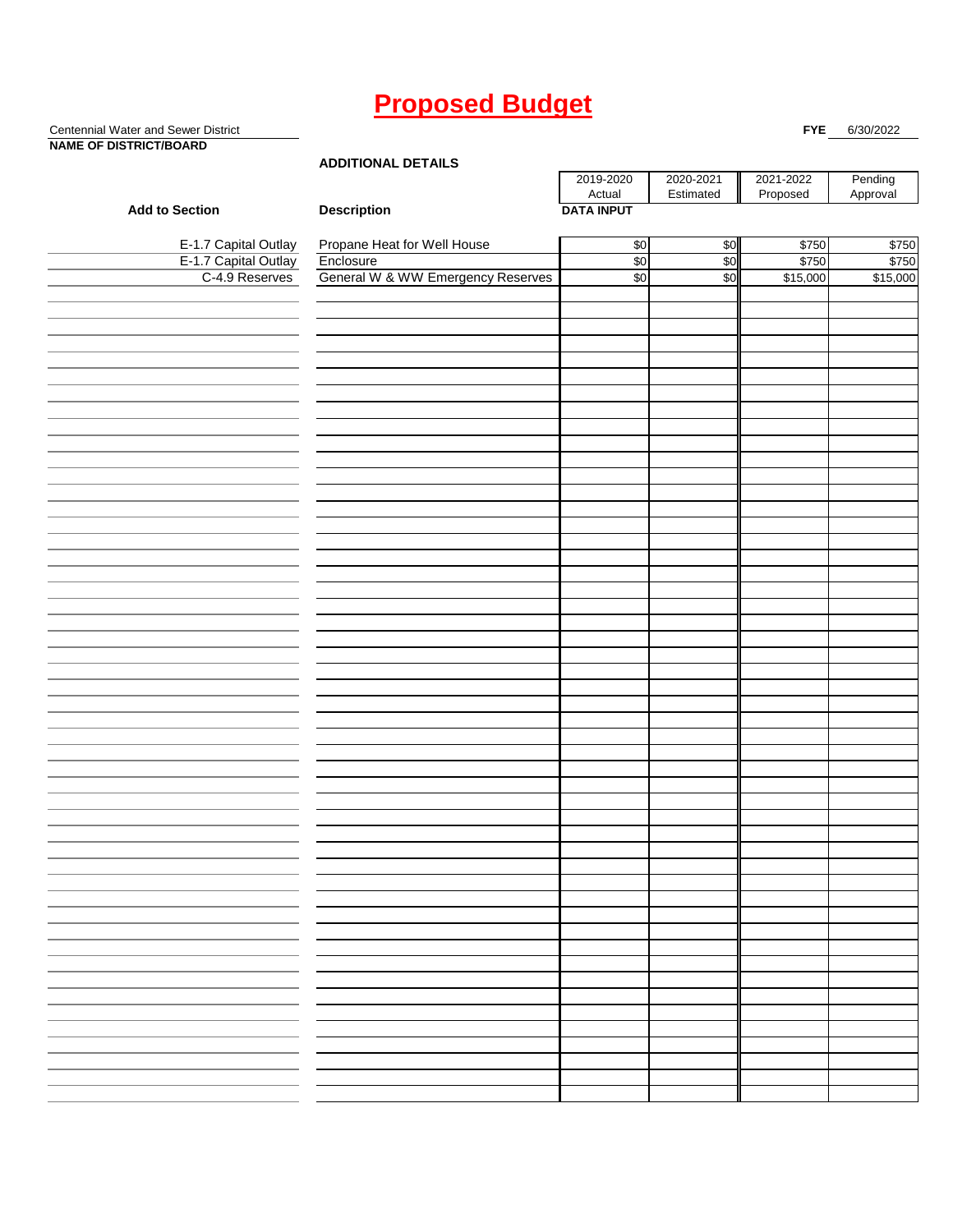# Proposed Budget

Centennial Water and Sewer District
**NAME OF DISTRICT/BOARD**

**FYE** 6/30/2022

**ADDITIONAL DETAILS**

| Add to Section | Description | 2019-2020 Actual | 2020-2021 Estimated | 2021-2022 Proposed | Pending Approval |
|---|---|---|---|---|---|
| | | **DATA INPUT** | | | |
| E-1.7 Capital Outlay | Propane Heat for Well House | $0 | $0 | $750 | $750 |
| E-1.7 Capital Outlay | Enclosure | $0 | $0 | $750 | $750 |
| C-4.9 Reserves | General W & WW Emergency Reserves | $0 | $0 | $15,000 | $15,000 |